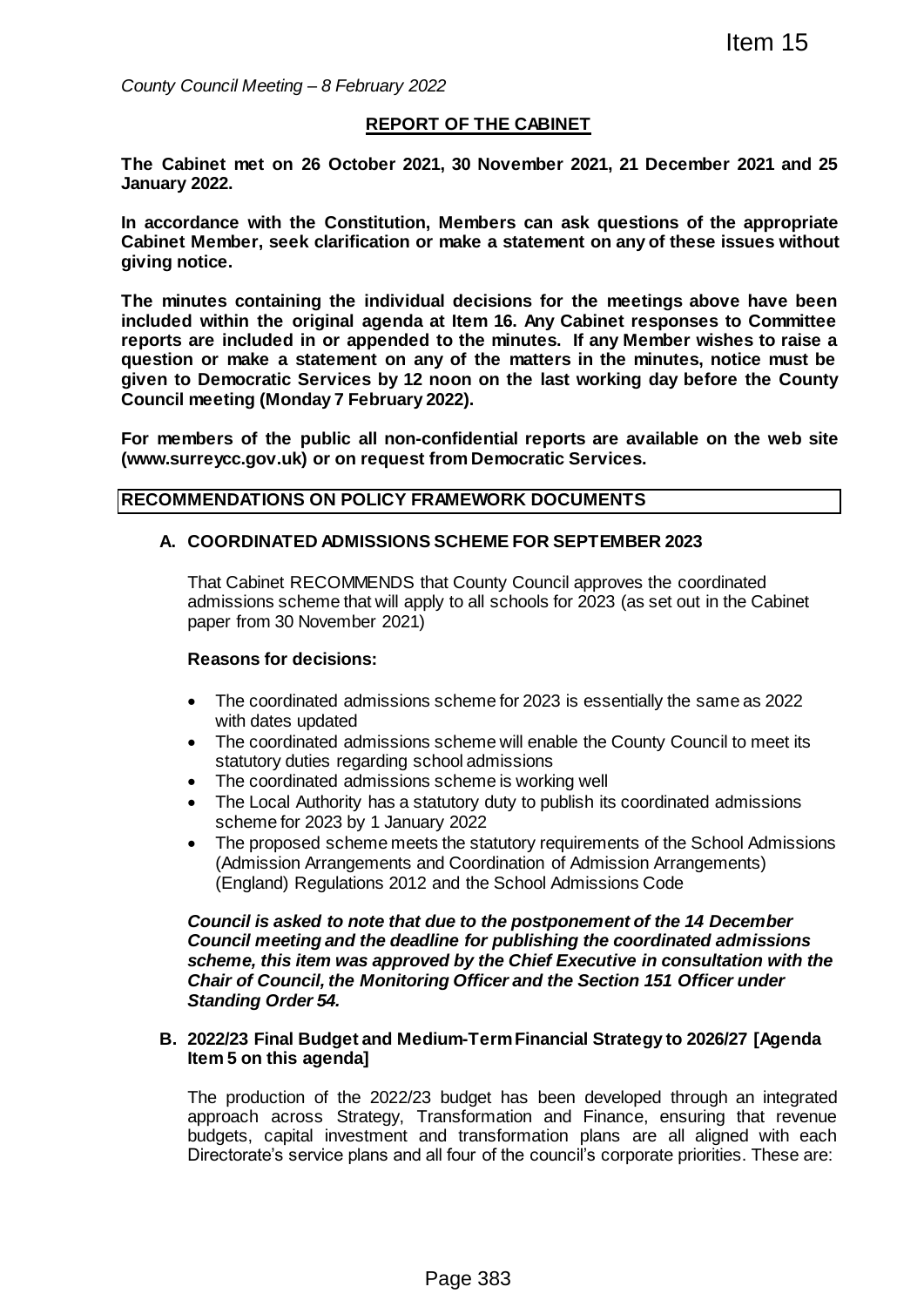Item 15

*County Council Meeting – 8 February 2022*

# REPORT OF THE CABINET

**The Cabinet met on 26 October 2021, 30 November 2021, 21 December 2021 and 25 January 2022.**

**In accordance with the Constitution, Members can ask questions of the appropriate Cabinet Member, seek clarification or make a statement on any of these issues without giving notice.**

**The minutes containing the individual decisions for the meetings above have been included within the original agenda at Item 16. Any Cabinet responses to Committee reports are included in or appended to the minutes. If any Member wishes to raise a question or make a statement on any of the matters in the minutes, notice must be given to Democratic Services by 12 noon on the last working day before the County Council meeting (Monday 7 February 2022).**

**For members of the public all non-confidential reports are available on the web site (www.surreycc.gov.uk) or on request from Democratic Services.**

## RECOMMENDATIONS ON POLICY FRAMEWORK DOCUMENTS

### A. COORDINATED ADMISSIONS SCHEME FOR SEPTEMBER 2023

That Cabinet RECOMMENDS that County Council approves the coordinated admissions scheme that will apply to all schools for 2023 (as set out in the Cabinet paper from 30 November 2021)

**Reasons for decisions:**

- The coordinated admissions scheme for 2023 is essentially the same as 2022 with dates updated
- The coordinated admissions scheme will enable the County Council to meet its statutory duties regarding school admissions
- The coordinated admissions scheme is working well
- The Local Authority has a statutory duty to publish its coordinated admissions scheme for 2023 by 1 January 2022
- The proposed scheme meets the statutory requirements of the School Admissions (Admission Arrangements and Coordination of Admission Arrangements) (England) Regulations 2012 and the School Admissions Code

***Council is asked to note that due to the postponement of the 14 December Council meeting and the deadline for publishing the coordinated admissions scheme, this item was approved by the Chief Executive in consultation with the Chair of Council, the Monitoring Officer and the Section 151 Officer under Standing Order 54.***

### B. 2022/23 Final Budget and Medium-Term Financial Strategy to 2026/27 [Agenda Item 5 on this agenda]

The production of the 2022/23 budget has been developed through an integrated approach across Strategy, Transformation and Finance, ensuring that revenue budgets, capital investment and transformation plans are all aligned with each Directorate's service plans and all four of the council's corporate priorities. These are: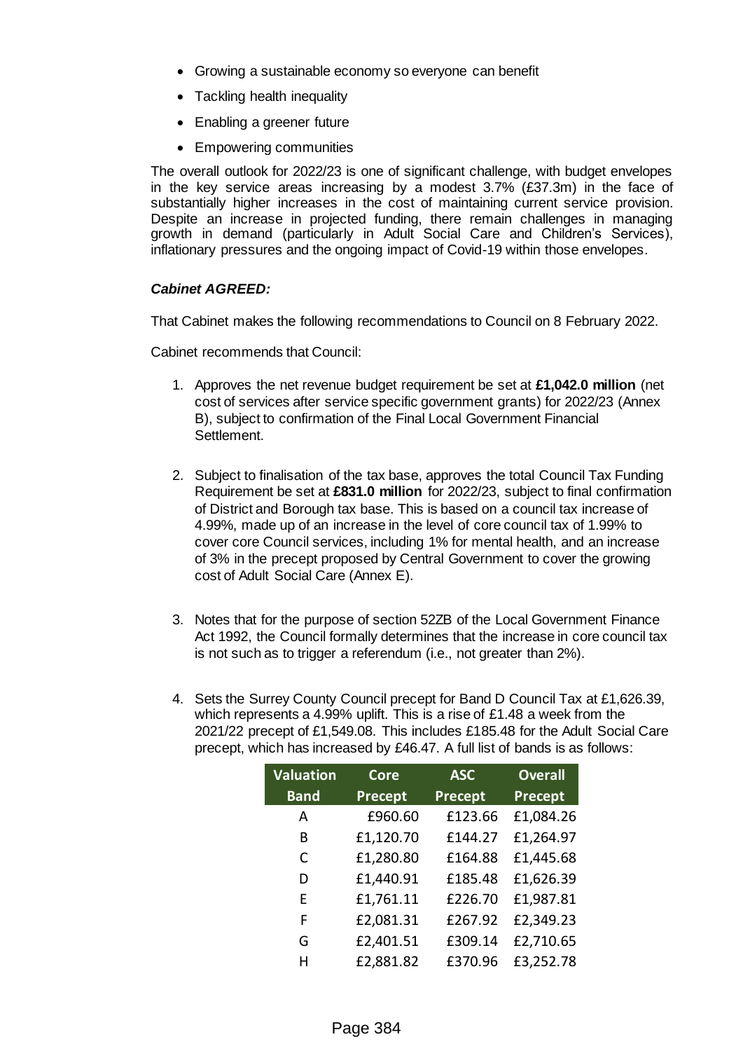- Growing a sustainable economy so everyone can benefit
- Tackling health inequality
- Enabling a greener future
- Empowering communities

The overall outlook for 2022/23 is one of significant challenge, with budget envelopes in the key service areas increasing by a modest 3.7% (£37.3m) in the face of substantially higher increases in the cost of maintaining current service provision. Despite an increase in projected funding, there remain challenges in managing growth in demand (particularly in Adult Social Care and Children's Services), inflationary pressures and the ongoing impact of Covid-19 within those envelopes.

***Cabinet AGREED:***

That Cabinet makes the following recommendations to Council on 8 February 2022.

Cabinet recommends that Council:

1. Approves the net revenue budget requirement be set at **£1,042.0 million** (net cost of services after service specific government grants) for 2022/23 (Annex B), subject to confirmation of the Final Local Government Financial Settlement.

2. Subject to finalisation of the tax base, approves the total Council Tax Funding Requirement be set at **£831.0 million** for 2022/23, subject to final confirmation of District and Borough tax base. This is based on a council tax increase of 4.99%, made up of an increase in the level of core council tax of 1.99% to cover core Council services, including 1% for mental health, and an increase of 3% in the precept proposed by Central Government to cover the growing cost of Adult Social Care (Annex E).

3. Notes that for the purpose of section 52ZB of the Local Government Finance Act 1992, the Council formally determines that the increase in core council tax is not such as to trigger a referendum (i.e., not greater than 2%).

4. Sets the Surrey County Council precept for Band D Council Tax at £1,626.39, which represents a 4.99% uplift. This is a rise of £1.48 a week from the 2021/22 precept of £1,549.08. This includes £185.48 for the Adult Social Care precept, which has increased by £46.47. A full list of bands is as follows:

| Valuation Band | Core Precept | ASC Precept | Overall Precept |
|---|---|---|---|
| A | £960.60 | £123.66 | £1,084.26 |
| B | £1,120.70 | £144.27 | £1,264.97 |
| C | £1,280.80 | £164.88 | £1,445.68 |
| D | £1,440.91 | £185.48 | £1,626.39 |
| E | £1,761.11 | £226.70 | £1,987.81 |
| F | £2,081.31 | £267.92 | £2,349.23 |
| G | £2,401.51 | £309.14 | £2,710.65 |
| H | £2,881.82 | £370.96 | £3,252.78 |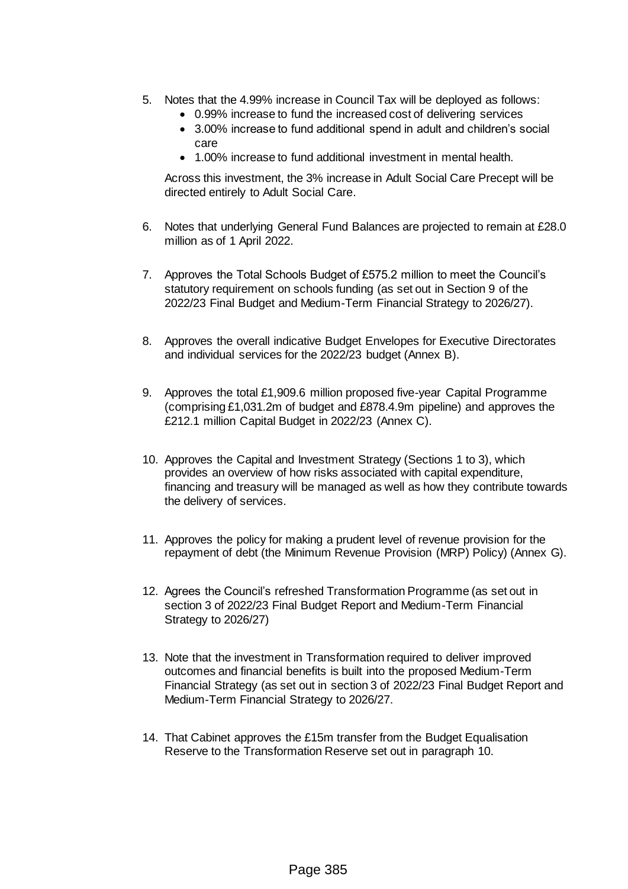5. Notes that the 4.99% increase in Council Tax will be deployed as follows:
   - 0.99% increase to fund the increased cost of delivering services
   - 3.00% increase to fund additional spend in adult and children's social care
   - 1.00% increase to fund additional investment in mental health.

   Across this investment, the 3% increase in Adult Social Care Precept will be directed entirely to Adult Social Care.

6. Notes that underlying General Fund Balances are projected to remain at £28.0 million as of 1 April 2022.

7. Approves the Total Schools Budget of £575.2 million to meet the Council's statutory requirement on schools funding (as set out in Section 9 of the 2022/23 Final Budget and Medium-Term Financial Strategy to 2026/27).

8. Approves the overall indicative Budget Envelopes for Executive Directorates and individual services for the 2022/23 budget (Annex B).

9. Approves the total £1,909.6 million proposed five-year Capital Programme (comprising £1,031.2m of budget and £878.4.9m pipeline) and approves the £212.1 million Capital Budget in 2022/23 (Annex C).

10. Approves the Capital and Investment Strategy (Sections 1 to 3), which provides an overview of how risks associated with capital expenditure, financing and treasury will be managed as well as how they contribute towards the delivery of services.

11. Approves the policy for making a prudent level of revenue provision for the repayment of debt (the Minimum Revenue Provision (MRP) Policy) (Annex G).

12. Agrees the Council's refreshed Transformation Programme (as set out in section 3 of 2022/23 Final Budget Report and Medium-Term Financial Strategy to 2026/27)

13. Note that the investment in Transformation required to deliver improved outcomes and financial benefits is built into the proposed Medium-Term Financial Strategy (as set out in section 3 of 2022/23 Final Budget Report and Medium-Term Financial Strategy to 2026/27.

14. That Cabinet approves the £15m transfer from the Budget Equalisation Reserve to the Transformation Reserve set out in paragraph 10.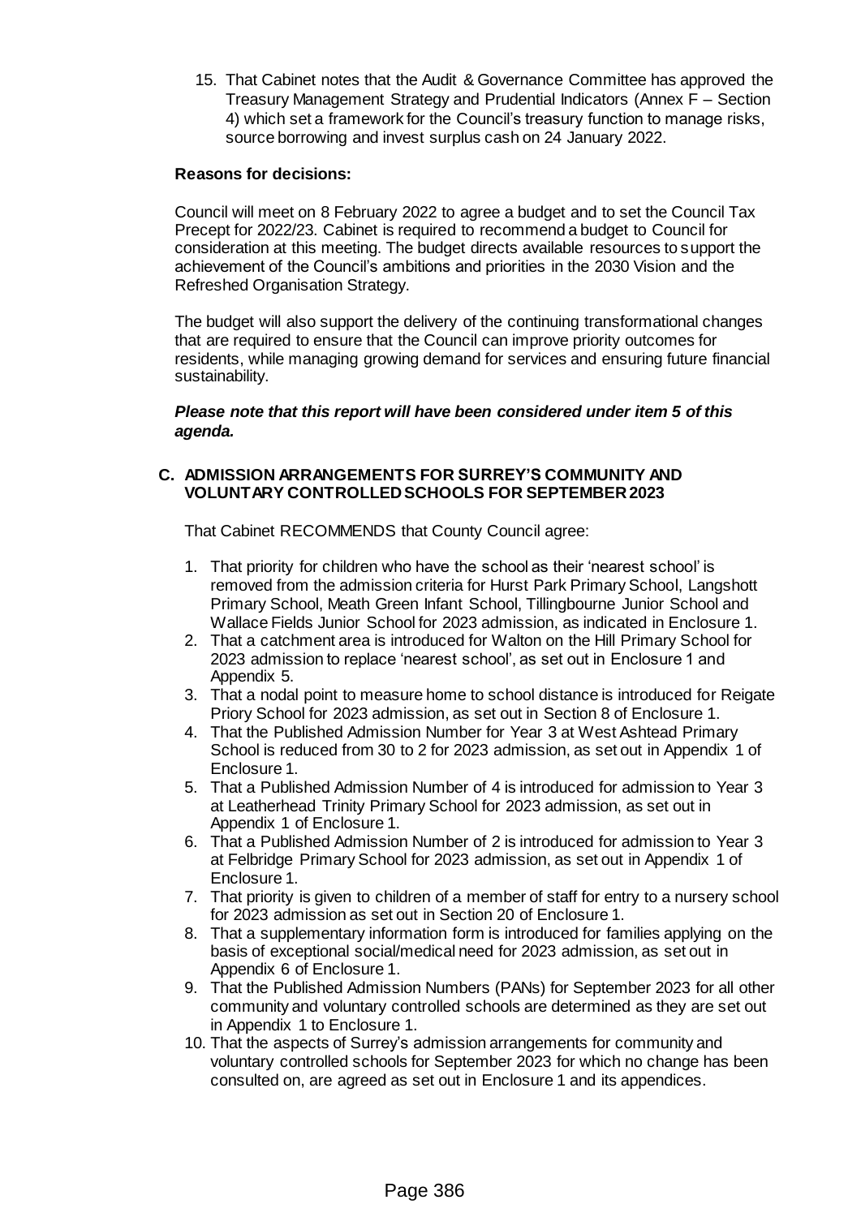15. That Cabinet notes that the Audit & Governance Committee has approved the Treasury Management Strategy and Prudential Indicators (Annex F – Section 4) which set a framework for the Council's treasury function to manage risks, source borrowing and invest surplus cash on 24 January 2022.

**Reasons for decisions:**

Council will meet on 8 February 2022 to agree a budget and to set the Council Tax Precept for 2022/23. Cabinet is required to recommend a budget to Council for consideration at this meeting. The budget directs available resources to support the achievement of the Council's ambitions and priorities in the 2030 Vision and the Refreshed Organisation Strategy.

The budget will also support the delivery of the continuing transformational changes that are required to ensure that the Council can improve priority outcomes for residents, while managing growing demand for services and ensuring future financial sustainability.

***Please note that this report will have been considered under item 5 of this agenda.***

**C. ADMISSION ARRANGEMENTS FOR SURREY'S COMMUNITY AND VOLUNTARY CONTROLLED SCHOOLS FOR SEPTEMBER 2023**

That Cabinet RECOMMENDS that County Council agree:

1. That priority for children who have the school as their 'nearest school' is removed from the admission criteria for Hurst Park Primary School, Langshott Primary School, Meath Green Infant School, Tillingbourne Junior School and Wallace Fields Junior School for 2023 admission, as indicated in Enclosure 1.
2. That a catchment area is introduced for Walton on the Hill Primary School for 2023 admission to replace 'nearest school', as set out in Enclosure 1 and Appendix 5.
3. That a nodal point to measure home to school distance is introduced for Reigate Priory School for 2023 admission, as set out in Section 8 of Enclosure 1.
4. That the Published Admission Number for Year 3 at West Ashtead Primary School is reduced from 30 to 2 for 2023 admission, as set out in Appendix 1 of Enclosure 1.
5. That a Published Admission Number of 4 is introduced for admission to Year 3 at Leatherhead Trinity Primary School for 2023 admission, as set out in Appendix 1 of Enclosure 1.
6. That a Published Admission Number of 2 is introduced for admission to Year 3 at Felbridge Primary School for 2023 admission, as set out in Appendix 1 of Enclosure 1.
7. That priority is given to children of a member of staff for entry to a nursery school for 2023 admission as set out in Section 20 of Enclosure 1.
8. That a supplementary information form is introduced for families applying on the basis of exceptional social/medical need for 2023 admission, as set out in Appendix 6 of Enclosure 1.
9. That the Published Admission Numbers (PANs) for September 2023 for all other community and voluntary controlled schools are determined as they are set out in Appendix 1 to Enclosure 1.
10. That the aspects of Surrey's admission arrangements for community and voluntary controlled schools for September 2023 for which no change has been consulted on, are agreed as set out in Enclosure 1 and its appendices.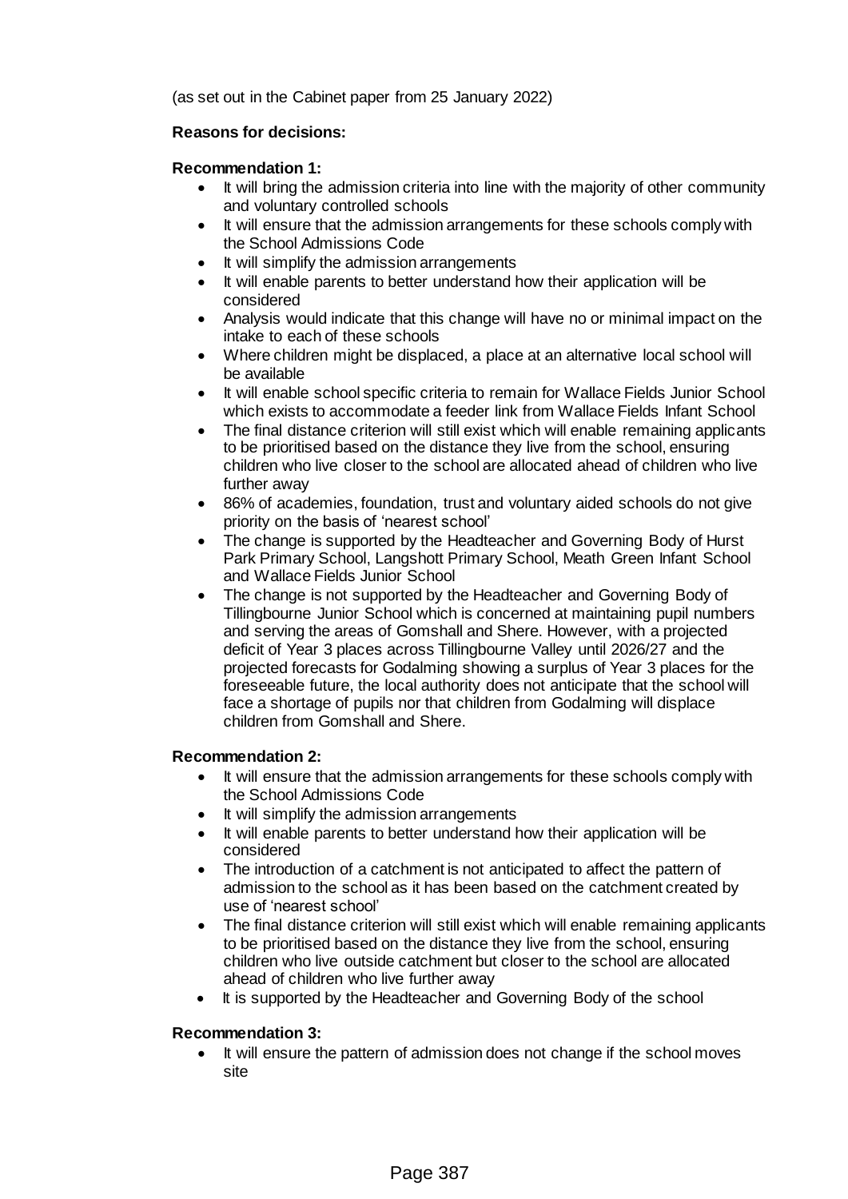(as set out in the Cabinet paper from 25 January 2022)

**Reasons for decisions:**

**Recommendation 1:**

- It will bring the admission criteria into line with the majority of other community and voluntary controlled schools
- It will ensure that the admission arrangements for these schools comply with the School Admissions Code
- It will simplify the admission arrangements
- It will enable parents to better understand how their application will be considered
- Analysis would indicate that this change will have no or minimal impact on the intake to each of these schools
- Where children might be displaced, a place at an alternative local school will be available
- It will enable school specific criteria to remain for Wallace Fields Junior School which exists to accommodate a feeder link from Wallace Fields Infant School
- The final distance criterion will still exist which will enable remaining applicants to be prioritised based on the distance they live from the school, ensuring children who live closer to the school are allocated ahead of children who live further away
- 86% of academies, foundation, trust and voluntary aided schools do not give priority on the basis of 'nearest school'
- The change is supported by the Headteacher and Governing Body of Hurst Park Primary School, Langshott Primary School, Meath Green Infant School and Wallace Fields Junior School
- The change is not supported by the Headteacher and Governing Body of Tillingbourne Junior School which is concerned at maintaining pupil numbers and serving the areas of Gomshall and Shere. However, with a projected deficit of Year 3 places across Tillingbourne Valley until 2026/27 and the projected forecasts for Godalming showing a surplus of Year 3 places for the foreseeable future, the local authority does not anticipate that the school will face a shortage of pupils nor that children from Godalming will displace children from Gomshall and Shere.

**Recommendation 2:**

- It will ensure that the admission arrangements for these schools comply with the School Admissions Code
- It will simplify the admission arrangements
- It will enable parents to better understand how their application will be considered
- The introduction of a catchment is not anticipated to affect the pattern of admission to the school as it has been based on the catchment created by use of 'nearest school'
- The final distance criterion will still exist which will enable remaining applicants to be prioritised based on the distance they live from the school, ensuring children who live outside catchment but closer to the school are allocated ahead of children who live further away
- It is supported by the Headteacher and Governing Body of the school

**Recommendation 3:**

- It will ensure the pattern of admission does not change if the school moves site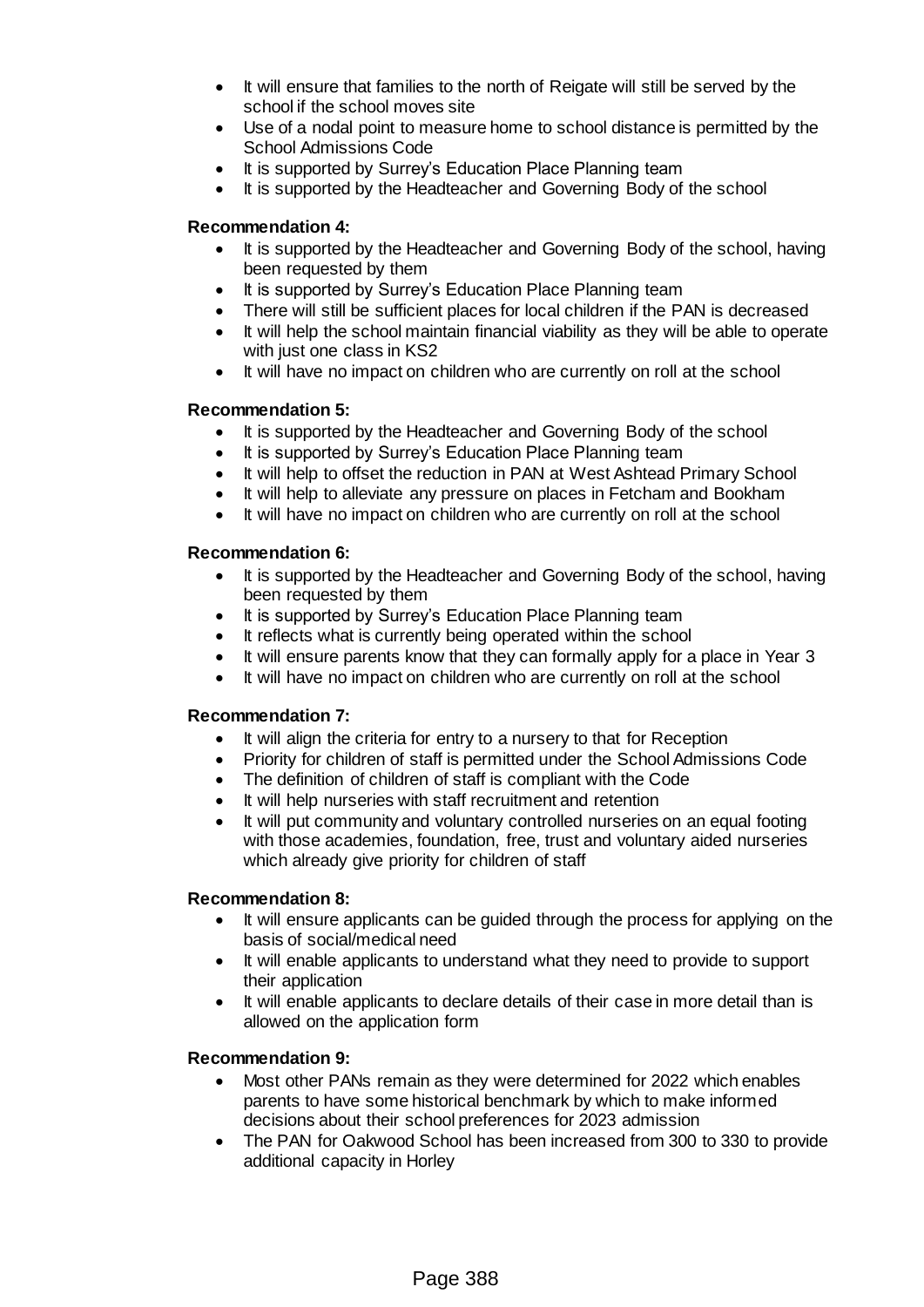- It will ensure that families to the north of Reigate will still be served by the school if the school moves site
- Use of a nodal point to measure home to school distance is permitted by the School Admissions Code
- It is supported by Surrey's Education Place Planning team
- It is supported by the Headteacher and Governing Body of the school

**Recommendation 4:**

- It is supported by the Headteacher and Governing Body of the school, having been requested by them
- It is supported by Surrey's Education Place Planning team
- There will still be sufficient places for local children if the PAN is decreased
- It will help the school maintain financial viability as they will be able to operate with just one class in KS2
- It will have no impact on children who are currently on roll at the school

**Recommendation 5:**

- It is supported by the Headteacher and Governing Body of the school
- It is supported by Surrey's Education Place Planning team
- It will help to offset the reduction in PAN at West Ashtead Primary School
- It will help to alleviate any pressure on places in Fetcham and Bookham
- It will have no impact on children who are currently on roll at the school

**Recommendation 6:**

- It is supported by the Headteacher and Governing Body of the school, having been requested by them
- It is supported by Surrey's Education Place Planning team
- It reflects what is currently being operated within the school
- It will ensure parents know that they can formally apply for a place in Year 3
- It will have no impact on children who are currently on roll at the school

**Recommendation 7:**

- It will align the criteria for entry to a nursery to that for Reception
- Priority for children of staff is permitted under the School Admissions Code
- The definition of children of staff is compliant with the Code
- It will help nurseries with staff recruitment and retention
- It will put community and voluntary controlled nurseries on an equal footing with those academies, foundation, free, trust and voluntary aided nurseries which already give priority for children of staff

**Recommendation 8:**

- It will ensure applicants can be guided through the process for applying on the basis of social/medical need
- It will enable applicants to understand what they need to provide to support their application
- It will enable applicants to declare details of their case in more detail than is allowed on the application form

**Recommendation 9:**

- Most other PANs remain as they were determined for 2022 which enables parents to have some historical benchmark by which to make informed decisions about their school preferences for 2023 admission
- The PAN for Oakwood School has been increased from 300 to 330 to provide additional capacity in Horley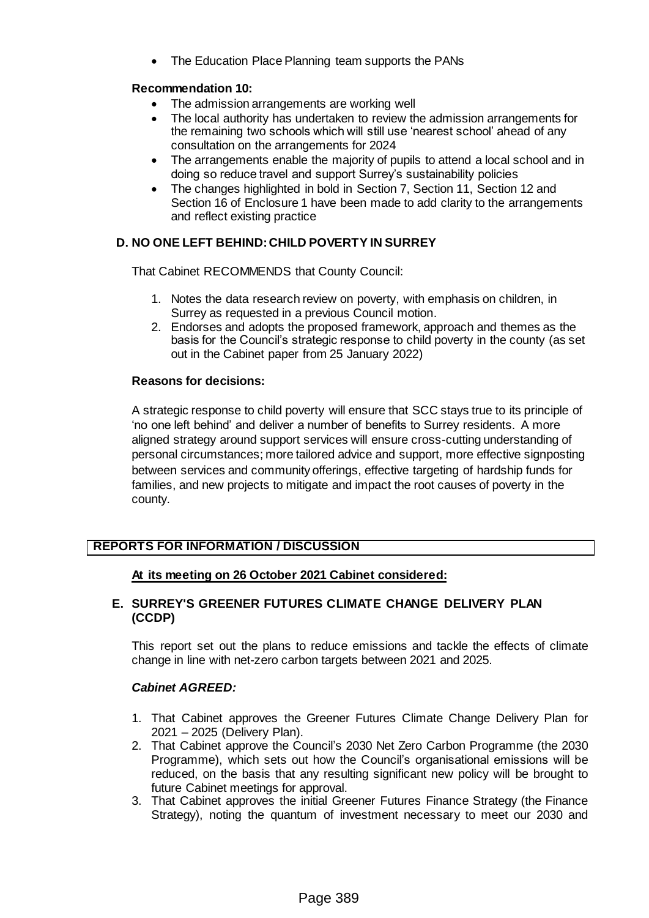- The Education Place Planning team supports the PANs

**Recommendation 10:**

- The admission arrangements are working well
- The local authority has undertaken to review the admission arrangements for the remaining two schools which will still use 'nearest school' ahead of any consultation on the arrangements for 2024
- The arrangements enable the majority of pupils to attend a local school and in doing so reduce travel and support Surrey's sustainability policies
- The changes highlighted in bold in Section 7, Section 11, Section 12 and Section 16 of Enclosure 1 have been made to add clarity to the arrangements and reflect existing practice

## D. NO ONE LEFT BEHIND: CHILD POVERTY IN SURREY

That Cabinet RECOMMENDS that County Council:

1. Notes the data research review on poverty, with emphasis on children, in Surrey as requested in a previous Council motion.
2. Endorses and adopts the proposed framework, approach and themes as the basis for the Council's strategic response to child poverty in the county (as set out in the Cabinet paper from 25 January 2022)

**Reasons for decisions:**

A strategic response to child poverty will ensure that SCC stays true to its principle of 'no one left behind' and deliver a number of benefits to Surrey residents. A more aligned strategy around support services will ensure cross-cutting understanding of personal circumstances; more tailored advice and support, more effective signposting between services and community offerings, effective targeting of hardship funds for families, and new projects to mitigate and impact the root causes of poverty in the county.

## REPORTS FOR INFORMATION / DISCUSSION

**At its meeting on 26 October 2021 Cabinet considered:**

## E. SURREY'S GREENER FUTURES CLIMATE CHANGE DELIVERY PLAN (CCDP)

This report set out the plans to reduce emissions and tackle the effects of climate change in line with net-zero carbon targets between 2021 and 2025.

***Cabinet AGREED:***

1. That Cabinet approves the Greener Futures Climate Change Delivery Plan for 2021 – 2025 (Delivery Plan).
2. That Cabinet approve the Council's 2030 Net Zero Carbon Programme (the 2030 Programme), which sets out how the Council's organisational emissions will be reduced, on the basis that any resulting significant new policy will be brought to future Cabinet meetings for approval.
3. That Cabinet approves the initial Greener Futures Finance Strategy (the Finance Strategy), noting the quantum of investment necessary to meet our 2030 and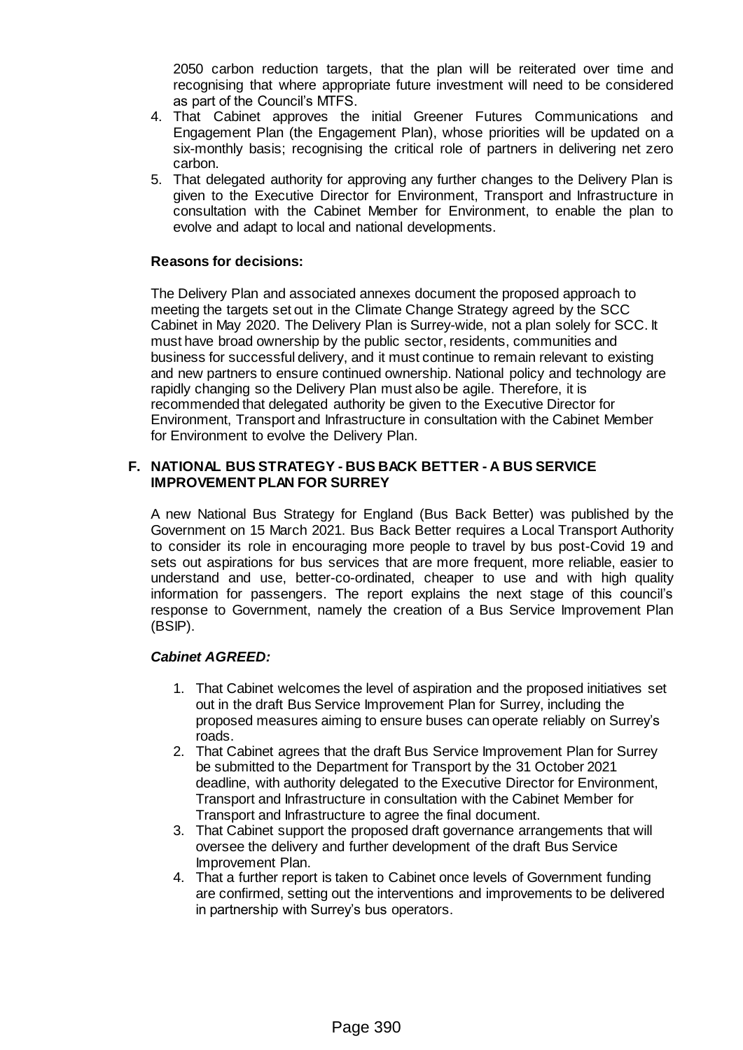2050 carbon reduction targets, that the plan will be reiterated over time and recognising that where appropriate future investment will need to be considered as part of the Council's MTFS.

4. That Cabinet approves the initial Greener Futures Communications and Engagement Plan (the Engagement Plan), whose priorities will be updated on a six-monthly basis; recognising the critical role of partners in delivering net zero carbon.
5. That delegated authority for approving any further changes to the Delivery Plan is given to the Executive Director for Environment, Transport and Infrastructure in consultation with the Cabinet Member for Environment, to enable the plan to evolve and adapt to local and national developments.

**Reasons for decisions:**

The Delivery Plan and associated annexes document the proposed approach to meeting the targets set out in the Climate Change Strategy agreed by the SCC Cabinet in May 2020. The Delivery Plan is Surrey-wide, not a plan solely for SCC. It must have broad ownership by the public sector, residents, communities and business for successful delivery, and it must continue to remain relevant to existing and new partners to ensure continued ownership. National policy and technology are rapidly changing so the Delivery Plan must also be agile. Therefore, it is recommended that delegated authority be given to the Executive Director for Environment, Transport and Infrastructure in consultation with the Cabinet Member for Environment to evolve the Delivery Plan.

## F. NATIONAL BUS STRATEGY - BUS BACK BETTER - A BUS SERVICE IMPROVEMENT PLAN FOR SURREY

A new National Bus Strategy for England (Bus Back Better) was published by the Government on 15 March 2021. Bus Back Better requires a Local Transport Authority to consider its role in encouraging more people to travel by bus post-Covid 19 and sets out aspirations for bus services that are more frequent, more reliable, easier to understand and use, better-co-ordinated, cheaper to use and with high quality information for passengers. The report explains the next stage of this council's response to Government, namely the creation of a Bus Service Improvement Plan (BSIP).

***Cabinet AGREED:***

1. That Cabinet welcomes the level of aspiration and the proposed initiatives set out in the draft Bus Service Improvement Plan for Surrey, including the proposed measures aiming to ensure buses can operate reliably on Surrey's roads.
2. That Cabinet agrees that the draft Bus Service Improvement Plan for Surrey be submitted to the Department for Transport by the 31 October 2021 deadline, with authority delegated to the Executive Director for Environment, Transport and Infrastructure in consultation with the Cabinet Member for Transport and Infrastructure to agree the final document.
3. That Cabinet support the proposed draft governance arrangements that will oversee the delivery and further development of the draft Bus Service Improvement Plan.
4. That a further report is taken to Cabinet once levels of Government funding are confirmed, setting out the interventions and improvements to be delivered in partnership with Surrey's bus operators.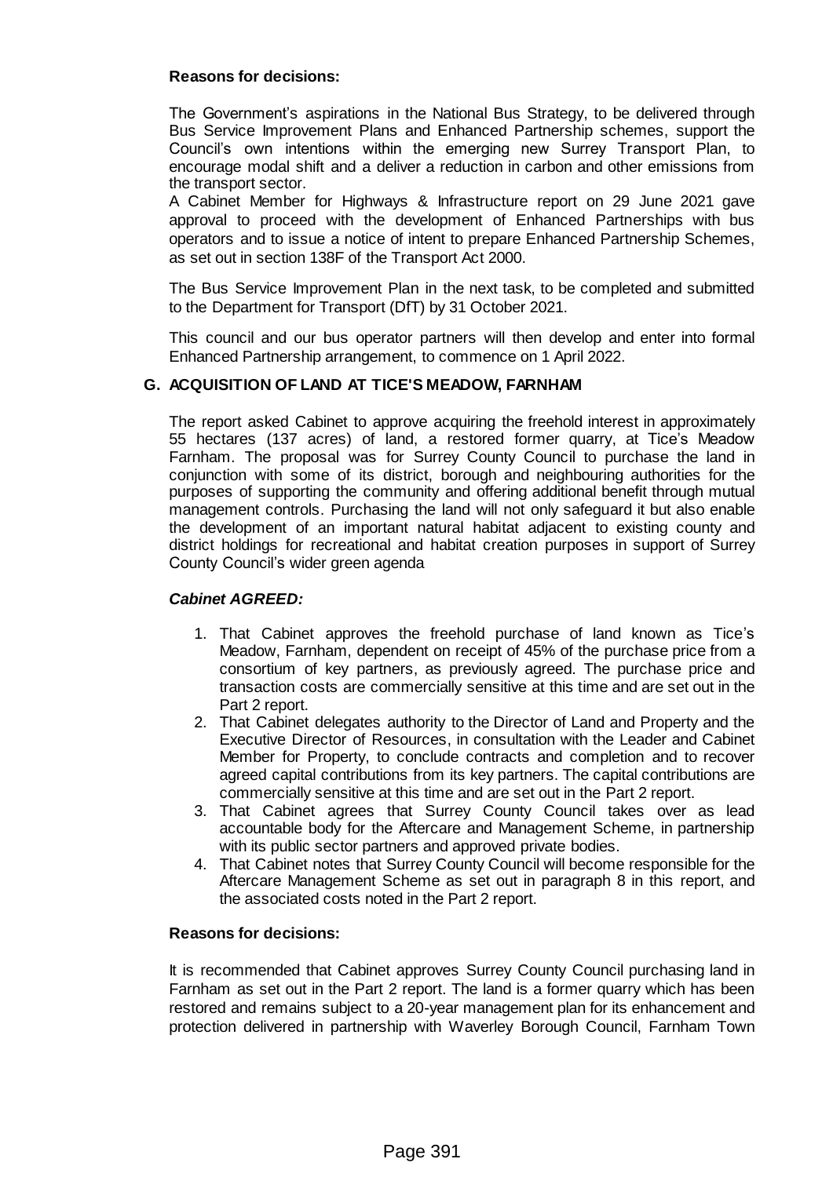**Reasons for decisions:**

The Government's aspirations in the National Bus Strategy, to be delivered through Bus Service Improvement Plans and Enhanced Partnership schemes, support the Council's own intentions within the emerging new Surrey Transport Plan, to encourage modal shift and a deliver a reduction in carbon and other emissions from the transport sector.

A Cabinet Member for Highways & Infrastructure report on 29 June 2021 gave approval to proceed with the development of Enhanced Partnerships with bus operators and to issue a notice of intent to prepare Enhanced Partnership Schemes, as set out in section 138F of the Transport Act 2000.

The Bus Service Improvement Plan in the next task, to be completed and submitted to the Department for Transport (DfT) by 31 October 2021.

This council and our bus operator partners will then develop and enter into formal Enhanced Partnership arrangement, to commence on 1 April 2022.

## G. ACQUISITION OF LAND AT TICE'S MEADOW, FARNHAM

The report asked Cabinet to approve acquiring the freehold interest in approximately 55 hectares (137 acres) of land, a restored former quarry, at Tice's Meadow Farnham. The proposal was for Surrey County Council to purchase the land in conjunction with some of its district, borough and neighbouring authorities for the purposes of supporting the community and offering additional benefit through mutual management controls. Purchasing the land will not only safeguard it but also enable the development of an important natural habitat adjacent to existing county and district holdings for recreational and habitat creation purposes in support of Surrey County Council's wider green agenda

***Cabinet AGREED:***

1. That Cabinet approves the freehold purchase of land known as Tice's Meadow, Farnham, dependent on receipt of 45% of the purchase price from a consortium of key partners, as previously agreed. The purchase price and transaction costs are commercially sensitive at this time and are set out in the Part 2 report.
2. That Cabinet delegates authority to the Director of Land and Property and the Executive Director of Resources, in consultation with the Leader and Cabinet Member for Property, to conclude contracts and completion and to recover agreed capital contributions from its key partners. The capital contributions are commercially sensitive at this time and are set out in the Part 2 report.
3. That Cabinet agrees that Surrey County Council takes over as lead accountable body for the Aftercare and Management Scheme, in partnership with its public sector partners and approved private bodies.
4. That Cabinet notes that Surrey County Council will become responsible for the Aftercare Management Scheme as set out in paragraph 8 in this report, and the associated costs noted in the Part 2 report.

**Reasons for decisions:**

It is recommended that Cabinet approves Surrey County Council purchasing land in Farnham as set out in the Part 2 report. The land is a former quarry which has been restored and remains subject to a 20-year management plan for its enhancement and protection delivered in partnership with Waverley Borough Council, Farnham Town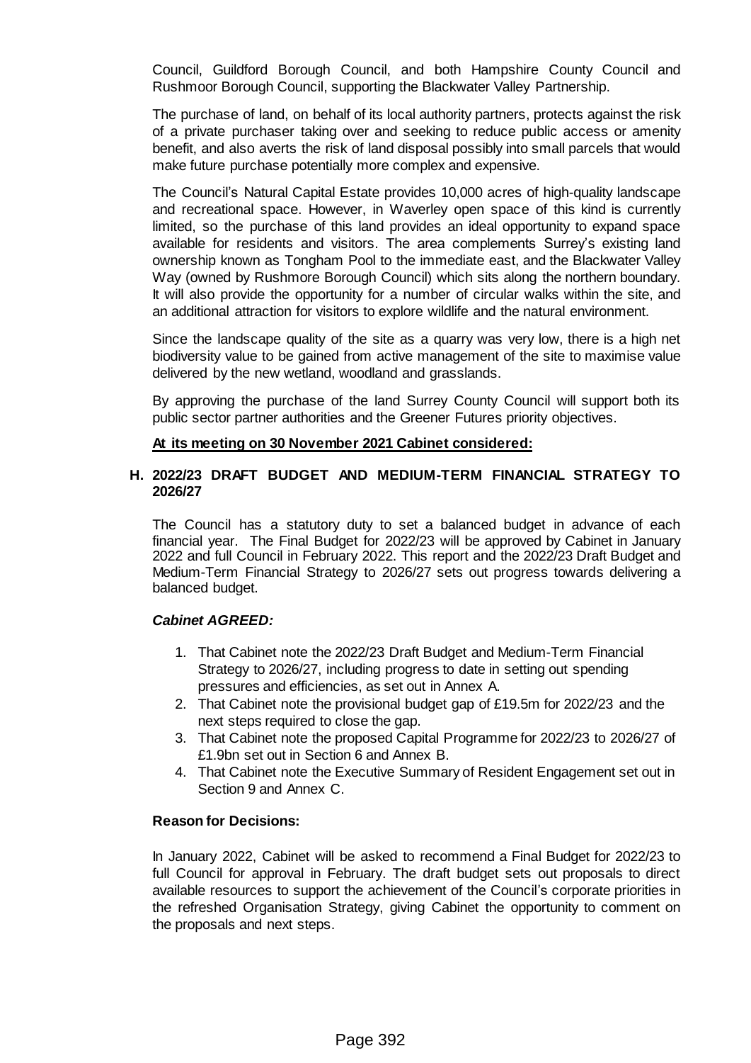Council, Guildford Borough Council, and both Hampshire County Council and Rushmoor Borough Council, supporting the Blackwater Valley Partnership.

The purchase of land, on behalf of its local authority partners, protects against the risk of a private purchaser taking over and seeking to reduce public access or amenity benefit, and also averts the risk of land disposal possibly into small parcels that would make future purchase potentially more complex and expensive.

The Council's Natural Capital Estate provides 10,000 acres of high-quality landscape and recreational space. However, in Waverley open space of this kind is currently limited, so the purchase of this land provides an ideal opportunity to expand space available for residents and visitors. The area complements Surrey's existing land ownership known as Tongham Pool to the immediate east, and the Blackwater Valley Way (owned by Rushmore Borough Council) which sits along the northern boundary. It will also provide the opportunity for a number of circular walks within the site, and an additional attraction for visitors to explore wildlife and the natural environment.

Since the landscape quality of the site as a quarry was very low, there is a high net biodiversity value to be gained from active management of the site to maximise value delivered by the new wetland, woodland and grasslands.

By approving the purchase of the land Surrey County Council will support both its public sector partner authorities and the Greener Futures priority objectives.

**At its meeting on 30 November 2021 Cabinet considered:**

## H. 2022/23 DRAFT BUDGET AND MEDIUM-TERM FINANCIAL STRATEGY TO 2026/27

The Council has a statutory duty to set a balanced budget in advance of each financial year. The Final Budget for 2022/23 will be approved by Cabinet in January 2022 and full Council in February 2022. This report and the 2022/23 Draft Budget and Medium-Term Financial Strategy to 2026/27 sets out progress towards delivering a balanced budget.

***Cabinet AGREED:***

1. That Cabinet note the 2022/23 Draft Budget and Medium-Term Financial Strategy to 2026/27, including progress to date in setting out spending pressures and efficiencies, as set out in Annex A.
2. That Cabinet note the provisional budget gap of £19.5m for 2022/23 and the next steps required to close the gap.
3. That Cabinet note the proposed Capital Programme for 2022/23 to 2026/27 of £1.9bn set out in Section 6 and Annex B.
4. That Cabinet note the Executive Summary of Resident Engagement set out in Section 9 and Annex C.

**Reason for Decisions:**

In January 2022, Cabinet will be asked to recommend a Final Budget for 2022/23 to full Council for approval in February. The draft budget sets out proposals to direct available resources to support the achievement of the Council's corporate priorities in the refreshed Organisation Strategy, giving Cabinet the opportunity to comment on the proposals and next steps.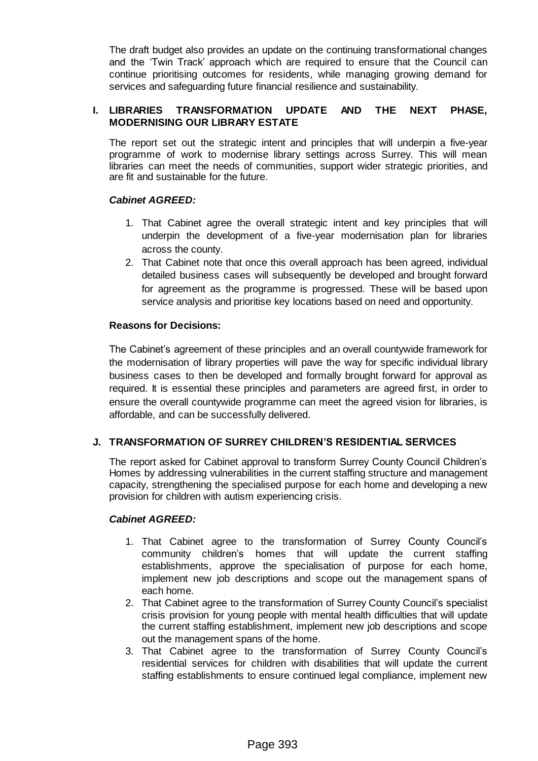The draft budget also provides an update on the continuing transformational changes and the 'Twin Track' approach which are required to ensure that the Council can continue prioritising outcomes for residents, while managing growing demand for services and safeguarding future financial resilience and sustainability.

## I. LIBRARIES TRANSFORMATION UPDATE AND THE NEXT PHASE, MODERNISING OUR LIBRARY ESTATE

The report set out the strategic intent and principles that will underpin a five-year programme of work to modernise library settings across Surrey. This will mean libraries can meet the needs of communities, support wider strategic priorities, and are fit and sustainable for the future.

***Cabinet AGREED:***

1. That Cabinet agree the overall strategic intent and key principles that will underpin the development of a five-year modernisation plan for libraries across the county.
2. That Cabinet note that once this overall approach has been agreed, individual detailed business cases will subsequently be developed and brought forward for agreement as the programme is progressed. These will be based upon service analysis and prioritise key locations based on need and opportunity.

**Reasons for Decisions:**

The Cabinet's agreement of these principles and an overall countywide framework for the modernisation of library properties will pave the way for specific individual library business cases to then be developed and formally brought forward for approval as required. It is essential these principles and parameters are agreed first, in order to ensure the overall countywide programme can meet the agreed vision for libraries, is affordable, and can be successfully delivered.

## J. TRANSFORMATION OF SURREY CHILDREN'S RESIDENTIAL SERVICES

The report asked for Cabinet approval to transform Surrey County Council Children's Homes by addressing vulnerabilities in the current staffing structure and management capacity, strengthening the specialised purpose for each home and developing a new provision for children with autism experiencing crisis.

***Cabinet AGREED:***

1. That Cabinet agree to the transformation of Surrey County Council's community children's homes that will update the current staffing establishments, approve the specialisation of purpose for each home, implement new job descriptions and scope out the management spans of each home.
2. That Cabinet agree to the transformation of Surrey County Council's specialist crisis provision for young people with mental health difficulties that will update the current staffing establishment, implement new job descriptions and scope out the management spans of the home.
3. That Cabinet agree to the transformation of Surrey County Council's residential services for children with disabilities that will update the current staffing establishments to ensure continued legal compliance, implement new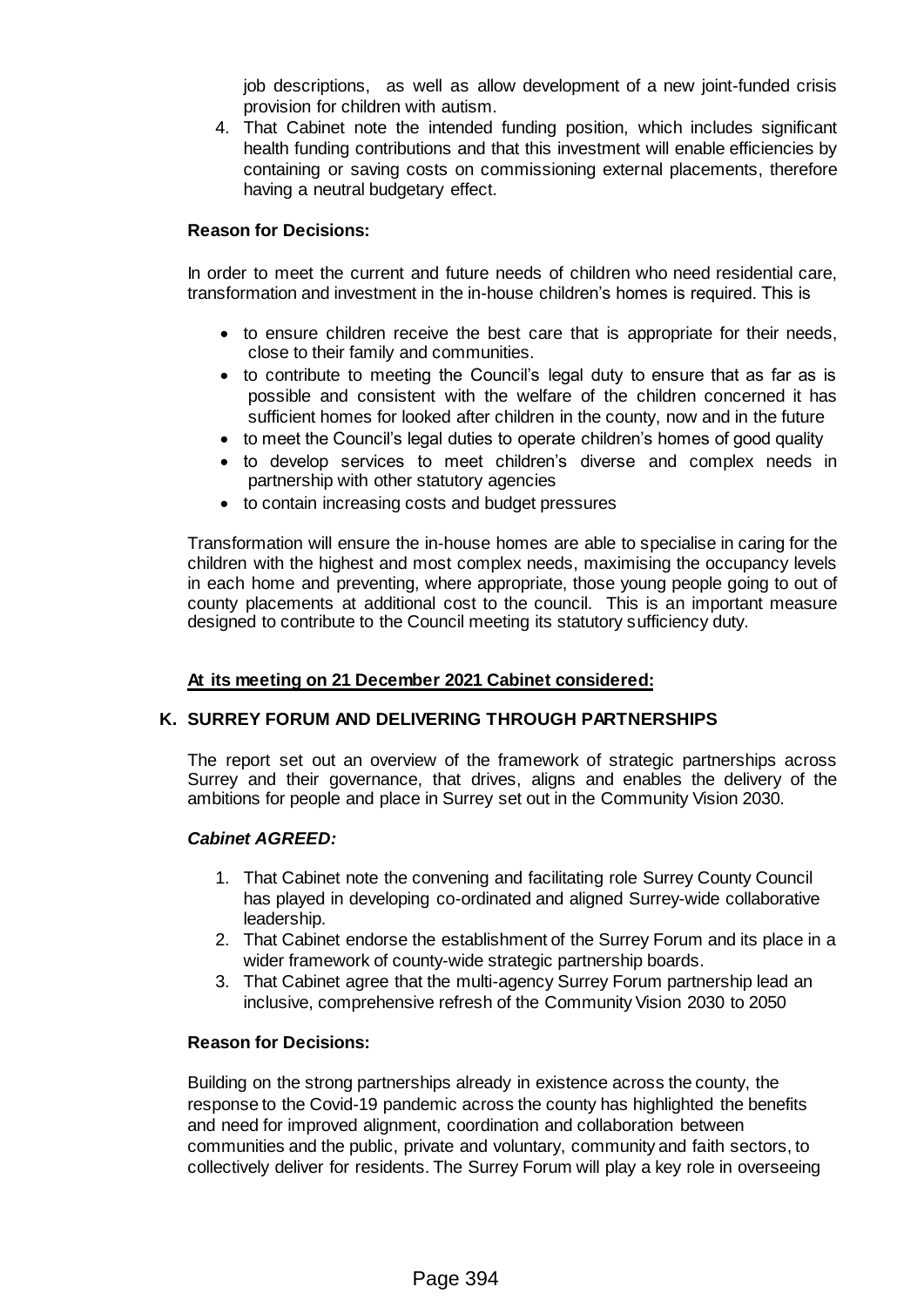job descriptions, as well as allow development of a new joint-funded crisis provision for children with autism.

4. That Cabinet note the intended funding position, which includes significant health funding contributions and that this investment will enable efficiencies by containing or saving costs on commissioning external placements, therefore having a neutral budgetary effect.

**Reason for Decisions:**

In order to meet the current and future needs of children who need residential care, transformation and investment in the in-house children's homes is required. This is

- to ensure children receive the best care that is appropriate for their needs, close to their family and communities.
- to contribute to meeting the Council's legal duty to ensure that as far as is possible and consistent with the welfare of the children concerned it has sufficient homes for looked after children in the county, now and in the future
- to meet the Council's legal duties to operate children's homes of good quality
- to develop services to meet children's diverse and complex needs in partnership with other statutory agencies
- to contain increasing costs and budget pressures

Transformation will ensure the in-house homes are able to specialise in caring for the children with the highest and most complex needs, maximising the occupancy levels in each home and preventing, where appropriate, those young people going to out of county placements at additional cost to the council. This is an important measure designed to contribute to the Council meeting its statutory sufficiency duty.

**At its meeting on 21 December 2021 Cabinet considered:**

**K. SURREY FORUM AND DELIVERING THROUGH PARTNERSHIPS**

The report set out an overview of the framework of strategic partnerships across Surrey and their governance, that drives, aligns and enables the delivery of the ambitions for people and place in Surrey set out in the Community Vision 2030.

***Cabinet AGREED:***

1. That Cabinet note the convening and facilitating role Surrey County Council has played in developing co-ordinated and aligned Surrey-wide collaborative leadership.
2. That Cabinet endorse the establishment of the Surrey Forum and its place in a wider framework of county-wide strategic partnership boards.
3. That Cabinet agree that the multi-agency Surrey Forum partnership lead an inclusive, comprehensive refresh of the Community Vision 2030 to 2050

**Reason for Decisions:**

Building on the strong partnerships already in existence across the county, the response to the Covid-19 pandemic across the county has highlighted the benefits and need for improved alignment, coordination and collaboration between communities and the public, private and voluntary, community and faith sectors, to collectively deliver for residents. The Surrey Forum will play a key role in overseeing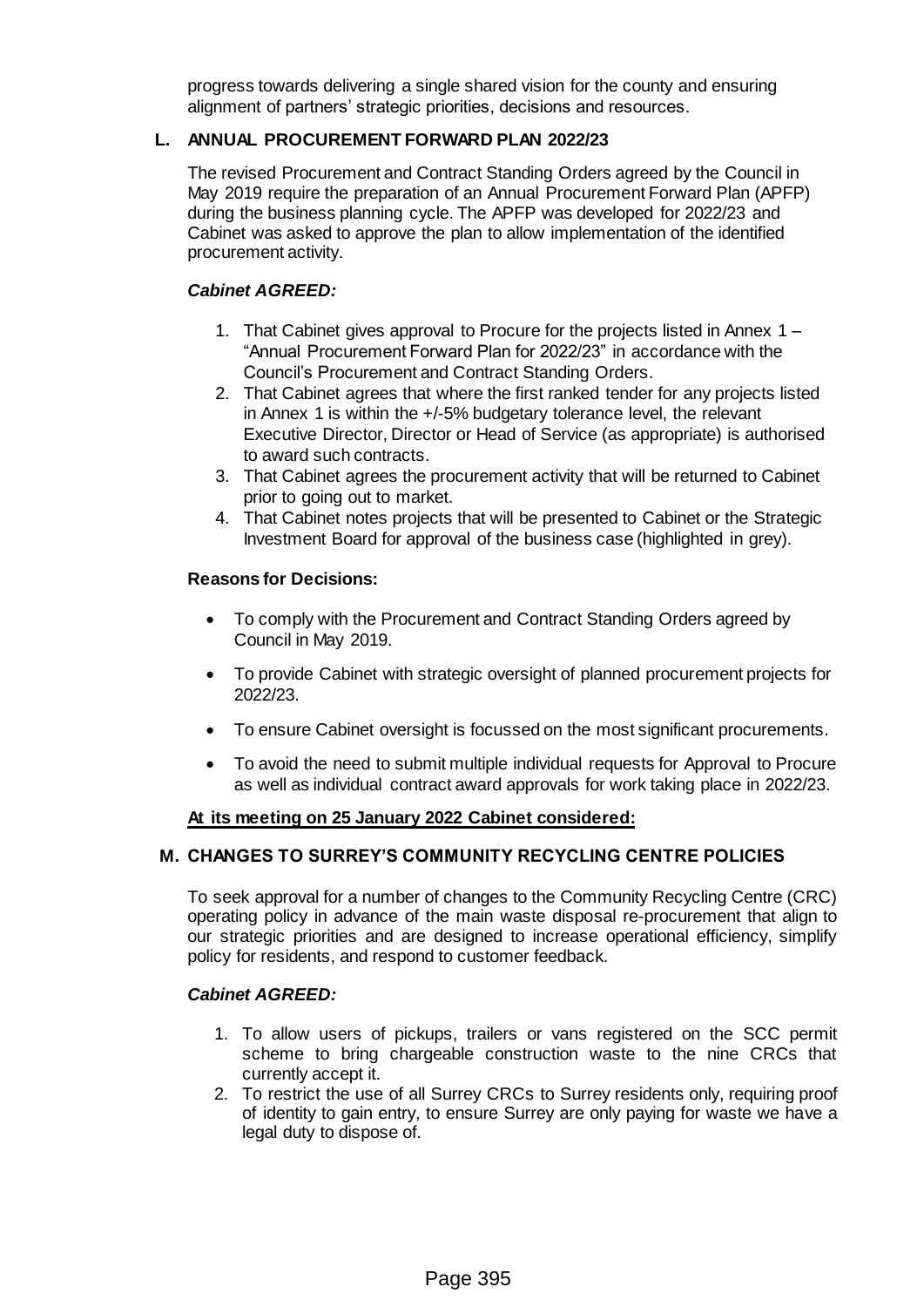progress towards delivering a single shared vision for the county and ensuring alignment of partners' strategic priorities, decisions and resources.

## L. ANNUAL PROCUREMENT FORWARD PLAN 2022/23

The revised Procurement and Contract Standing Orders agreed by the Council in May 2019 require the preparation of an Annual Procurement Forward Plan (APFP) during the business planning cycle. The APFP was developed for 2022/23 and Cabinet was asked to approve the plan to allow implementation of the identified procurement activity.

***Cabinet AGREED:***

1. That Cabinet gives approval to Procure for the projects listed in Annex 1 – "Annual Procurement Forward Plan for 2022/23" in accordance with the Council's Procurement and Contract Standing Orders.
2. That Cabinet agrees that where the first ranked tender for any projects listed in Annex 1 is within the +/-5% budgetary tolerance level, the relevant Executive Director, Director or Head of Service (as appropriate) is authorised to award such contracts.
3. That Cabinet agrees the procurement activity that will be returned to Cabinet prior to going out to market.
4. That Cabinet notes projects that will be presented to Cabinet or the Strategic Investment Board for approval of the business case (highlighted in grey).

**Reasons for Decisions:**

- To comply with the Procurement and Contract Standing Orders agreed by Council in May 2019.
- To provide Cabinet with strategic oversight of planned procurement projects for 2022/23.
- To ensure Cabinet oversight is focussed on the most significant procurements.
- To avoid the need to submit multiple individual requests for Approval to Procure as well as individual contract award approvals for work taking place in 2022/23.

**At its meeting on 25 January 2022 Cabinet considered:**

## M. CHANGES TO SURREY'S COMMUNITY RECYCLING CENTRE POLICIES

To seek approval for a number of changes to the Community Recycling Centre (CRC) operating policy in advance of the main waste disposal re-procurement that align to our strategic priorities and are designed to increase operational efficiency, simplify policy for residents, and respond to customer feedback.

***Cabinet AGREED:***

1. To allow users of pickups, trailers or vans registered on the SCC permit scheme to bring chargeable construction waste to the nine CRCs that currently accept it.
2. To restrict the use of all Surrey CRCs to Surrey residents only, requiring proof of identity to gain entry, to ensure Surrey are only paying for waste we have a legal duty to dispose of.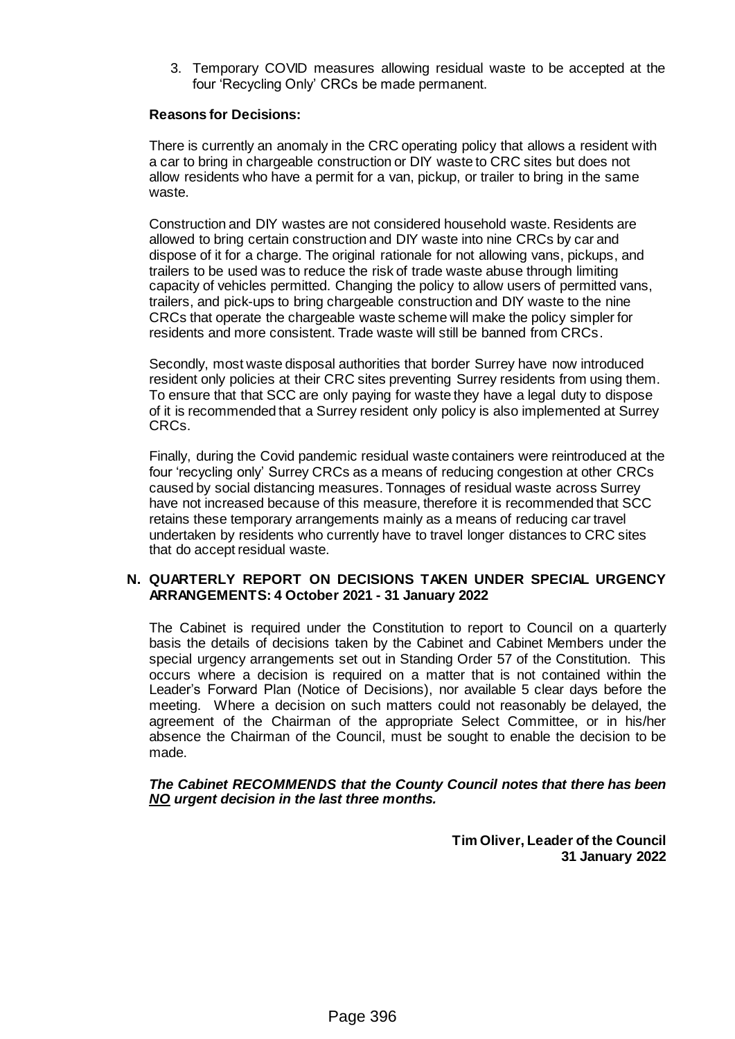3. Temporary COVID measures allowing residual waste to be accepted at the four 'Recycling Only' CRCs be made permanent.

**Reasons for Decisions:**

There is currently an anomaly in the CRC operating policy that allows a resident with a car to bring in chargeable construction or DIY waste to CRC sites but does not allow residents who have a permit for a van, pickup, or trailer to bring in the same waste.

Construction and DIY wastes are not considered household waste. Residents are allowed to bring certain construction and DIY waste into nine CRCs by car and dispose of it for a charge. The original rationale for not allowing vans, pickups, and trailers to be used was to reduce the risk of trade waste abuse through limiting capacity of vehicles permitted. Changing the policy to allow users of permitted vans, trailers, and pick-ups to bring chargeable construction and DIY waste to the nine CRCs that operate the chargeable waste scheme will make the policy simpler for residents and more consistent. Trade waste will still be banned from CRCs.

Secondly, most waste disposal authorities that border Surrey have now introduced resident only policies at their CRC sites preventing Surrey residents from using them. To ensure that that SCC are only paying for waste they have a legal duty to dispose of it is recommended that a Surrey resident only policy is also implemented at Surrey CRCs.

Finally, during the Covid pandemic residual waste containers were reintroduced at the four 'recycling only' Surrey CRCs as a means of reducing congestion at other CRCs caused by social distancing measures. Tonnages of residual waste across Surrey have not increased because of this measure, therefore it is recommended that SCC retains these temporary arrangements mainly as a means of reducing car travel undertaken by residents who currently have to travel longer distances to CRC sites that do accept residual waste.

## N. QUARTERLY REPORT ON DECISIONS TAKEN UNDER SPECIAL URGENCY ARRANGEMENTS: 4 October 2021 - 31 January 2022

The Cabinet is required under the Constitution to report to Council on a quarterly basis the details of decisions taken by the Cabinet and Cabinet Members under the special urgency arrangements set out in Standing Order 57 of the Constitution. This occurs where a decision is required on a matter that is not contained within the Leader's Forward Plan (Notice of Decisions), nor available 5 clear days before the meeting. Where a decision on such matters could not reasonably be delayed, the agreement of the Chairman of the appropriate Select Committee, or in his/her absence the Chairman of the Council, must be sought to enable the decision to be made.

***The Cabinet RECOMMENDS that the County Council notes that there has been NO urgent decision in the last three months.***

**Tim Oliver, Leader of the Council**
**31 January 2022**